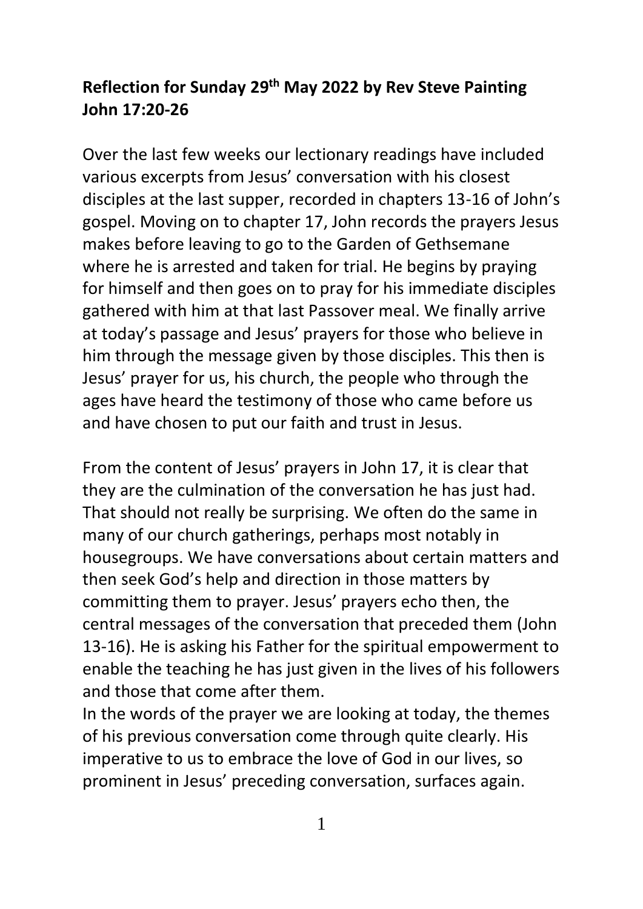**Reflection for Sunday 29th May 2022 by Rev Steve Painting John 17:20-26**

Over the last few weeks our lectionary readings have included various excerpts from Jesus' conversation with his closest disciples at the last supper, recorded in chapters 13-16 of John's gospel. Moving on to chapter 17, John records the prayers Jesus makes before leaving to go to the Garden of Gethsemane where he is arrested and taken for trial. He begins by praying for himself and then goes on to pray for his immediate disciples gathered with him at that last Passover meal. We finally arrive at today's passage and Jesus' prayers for those who believe in him through the message given by those disciples. This then is Jesus' prayer for us, his church, the people who through the ages have heard the testimony of those who came before us and have chosen to put our faith and trust in Jesus.

From the content of Jesus' prayers in John 17, it is clear that they are the culmination of the conversation he has just had. That should not really be surprising. We often do the same in many of our church gatherings, perhaps most notably in housegroups. We have conversations about certain matters and then seek God's help and direction in those matters by committing them to prayer. Jesus' prayers echo then, the central messages of the conversation that preceded them (John 13-16). He is asking his Father for the spiritual empowerment to enable the teaching he has just given in the lives of his followers and those that come after them.

In the words of the prayer we are looking at today, the themes of his previous conversation come through quite clearly. His imperative to us to embrace the love of God in our lives, so prominent in Jesus' preceding conversation, surfaces again.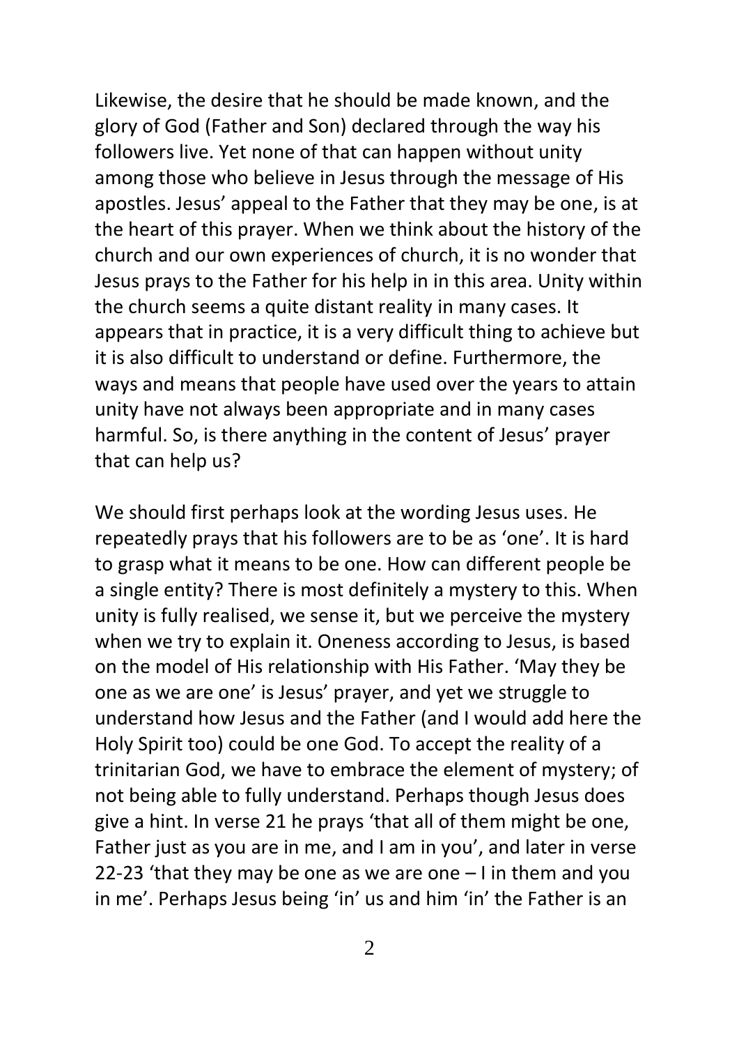Likewise, the desire that he should be made known, and the glory of God (Father and Son) declared through the way his followers live. Yet none of that can happen without unity among those who believe in Jesus through the message of His apostles. Jesus' appeal to the Father that they may be one, is at the heart of this prayer. When we think about the history of the church and our own experiences of church, it is no wonder that Jesus prays to the Father for his help in in this area. Unity within the church seems a quite distant reality in many cases. It appears that in practice, it is a very difficult thing to achieve but it is also difficult to understand or define. Furthermore, the ways and means that people have used over the years to attain unity have not always been appropriate and in many cases harmful. So, is there anything in the content of Jesus' prayer that can help us?

We should first perhaps look at the wording Jesus uses. He repeatedly prays that his followers are to be as 'one'. It is hard to grasp what it means to be one. How can different people be a single entity? There is most definitely a mystery to this. When unity is fully realised, we sense it, but we perceive the mystery when we try to explain it. Oneness according to Jesus, is based on the model of His relationship with His Father. 'May they be one as we are one' is Jesus' prayer, and yet we struggle to understand how Jesus and the Father (and I would add here the Holy Spirit too) could be one God. To accept the reality of a trinitarian God, we have to embrace the element of mystery; of not being able to fully understand. Perhaps though Jesus does give a hint. In verse 21 he prays 'that all of them might be one, Father just as you are in me, and I am in you', and later in verse 22-23 'that they may be one as we are one – I in them and you in me'. Perhaps Jesus being 'in' us and him 'in' the Father is an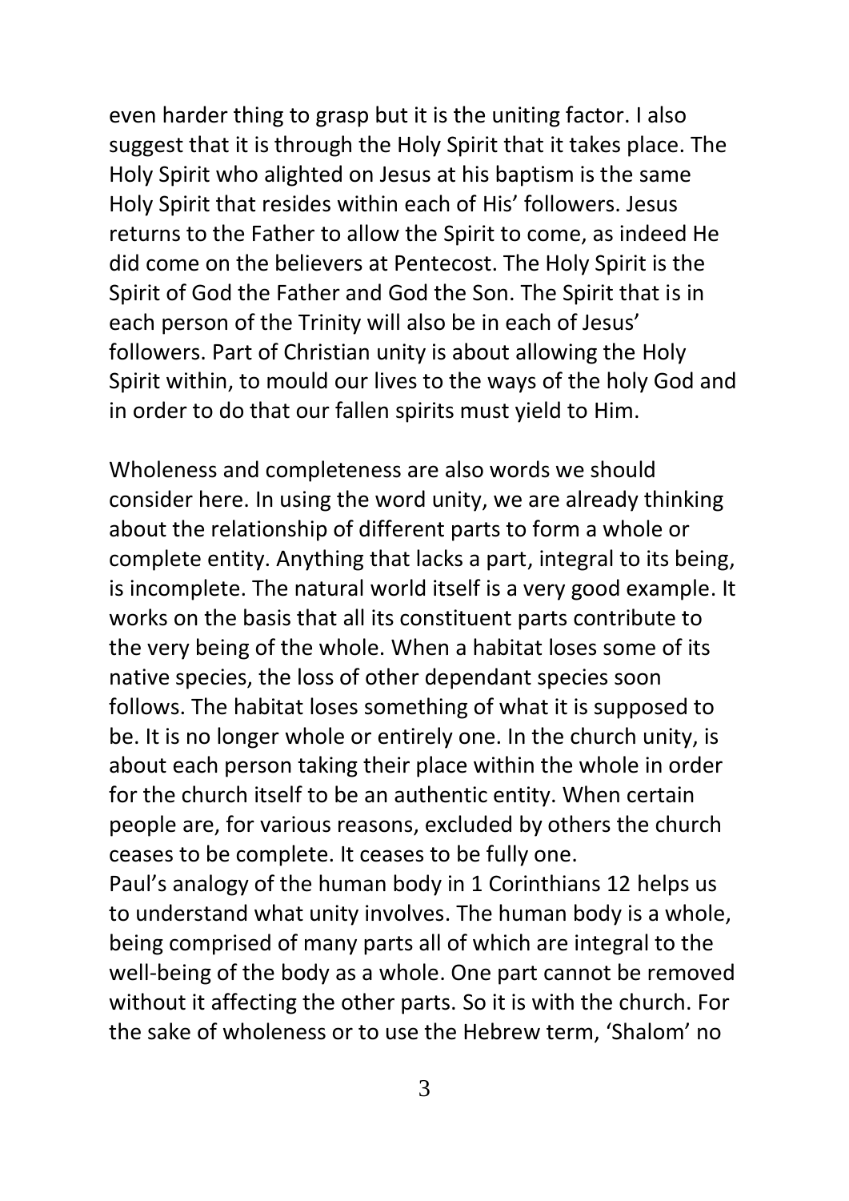even harder thing to grasp but it is the uniting factor. I also suggest that it is through the Holy Spirit that it takes place. The Holy Spirit who alighted on Jesus at his baptism is the same Holy Spirit that resides within each of His' followers. Jesus returns to the Father to allow the Spirit to come, as indeed He did come on the believers at Pentecost. The Holy Spirit is the Spirit of God the Father and God the Son. The Spirit that is in each person of the Trinity will also be in each of Jesus' followers. Part of Christian unity is about allowing the Holy Spirit within, to mould our lives to the ways of the holy God and in order to do that our fallen spirits must yield to Him.

Wholeness and completeness are also words we should consider here. In using the word unity, we are already thinking about the relationship of different parts to form a whole or complete entity. Anything that lacks a part, integral to its being, is incomplete. The natural world itself is a very good example. It works on the basis that all its constituent parts contribute to the very being of the whole. When a habitat loses some of its native species, the loss of other dependant species soon follows. The habitat loses something of what it is supposed to be. It is no longer whole or entirely one. In the church unity, is about each person taking their place within the whole in order for the church itself to be an authentic entity. When certain people are, for various reasons, excluded by others the church ceases to be complete. It ceases to be fully one.

Paul's analogy of the human body in 1 Corinthians 12 helps us to understand what unity involves. The human body is a whole, being comprised of many parts all of which are integral to the well-being of the body as a whole. One part cannot be removed without it affecting the other parts. So it is with the church. For the sake of wholeness or to use the Hebrew term, 'Shalom' no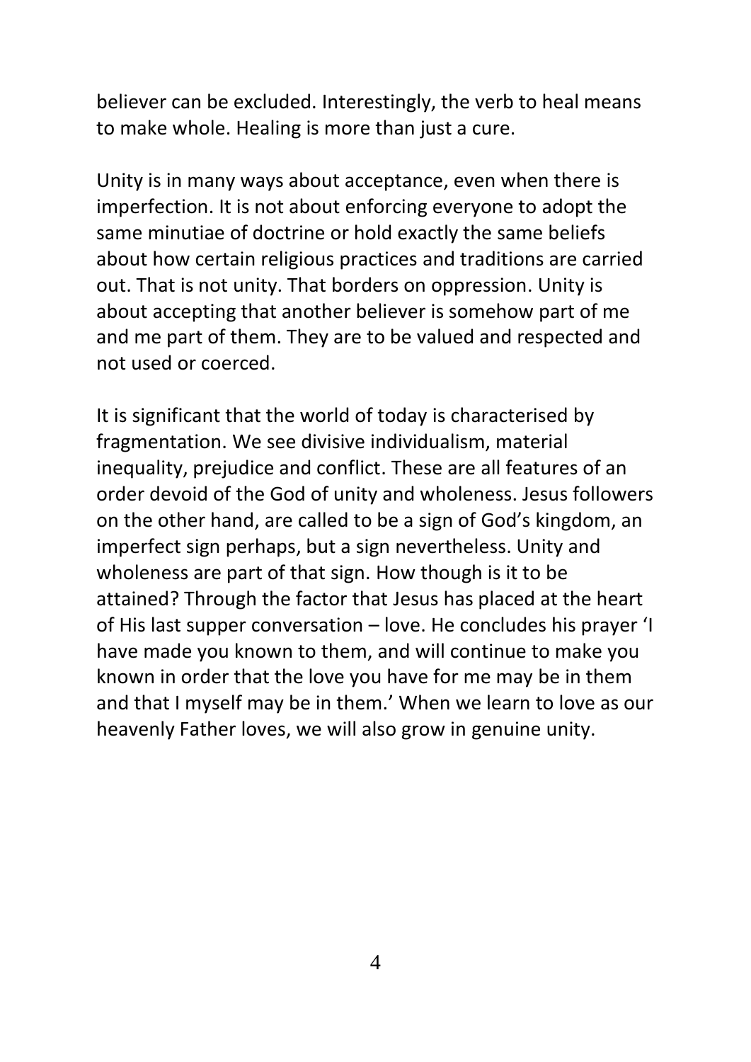believer can be excluded. Interestingly, the verb to heal means to make whole. Healing is more than just a cure.

Unity is in many ways about acceptance, even when there is imperfection. It is not about enforcing everyone to adopt the same minutiae of doctrine or hold exactly the same beliefs about how certain religious practices and traditions are carried out. That is not unity. That borders on oppression. Unity is about accepting that another believer is somehow part of me and me part of them. They are to be valued and respected and not used or coerced.

It is significant that the world of today is characterised by fragmentation. We see divisive individualism, material inequality, prejudice and conflict. These are all features of an order devoid of the God of unity and wholeness. Jesus followers on the other hand, are called to be a sign of God's kingdom, an imperfect sign perhaps, but a sign nevertheless. Unity and wholeness are part of that sign. How though is it to be attained? Through the factor that Jesus has placed at the heart of His last supper conversation – love. He concludes his prayer 'I have made you known to them, and will continue to make you known in order that the love you have for me may be in them and that I myself may be in them.' When we learn to love as our heavenly Father loves, we will also grow in genuine unity.